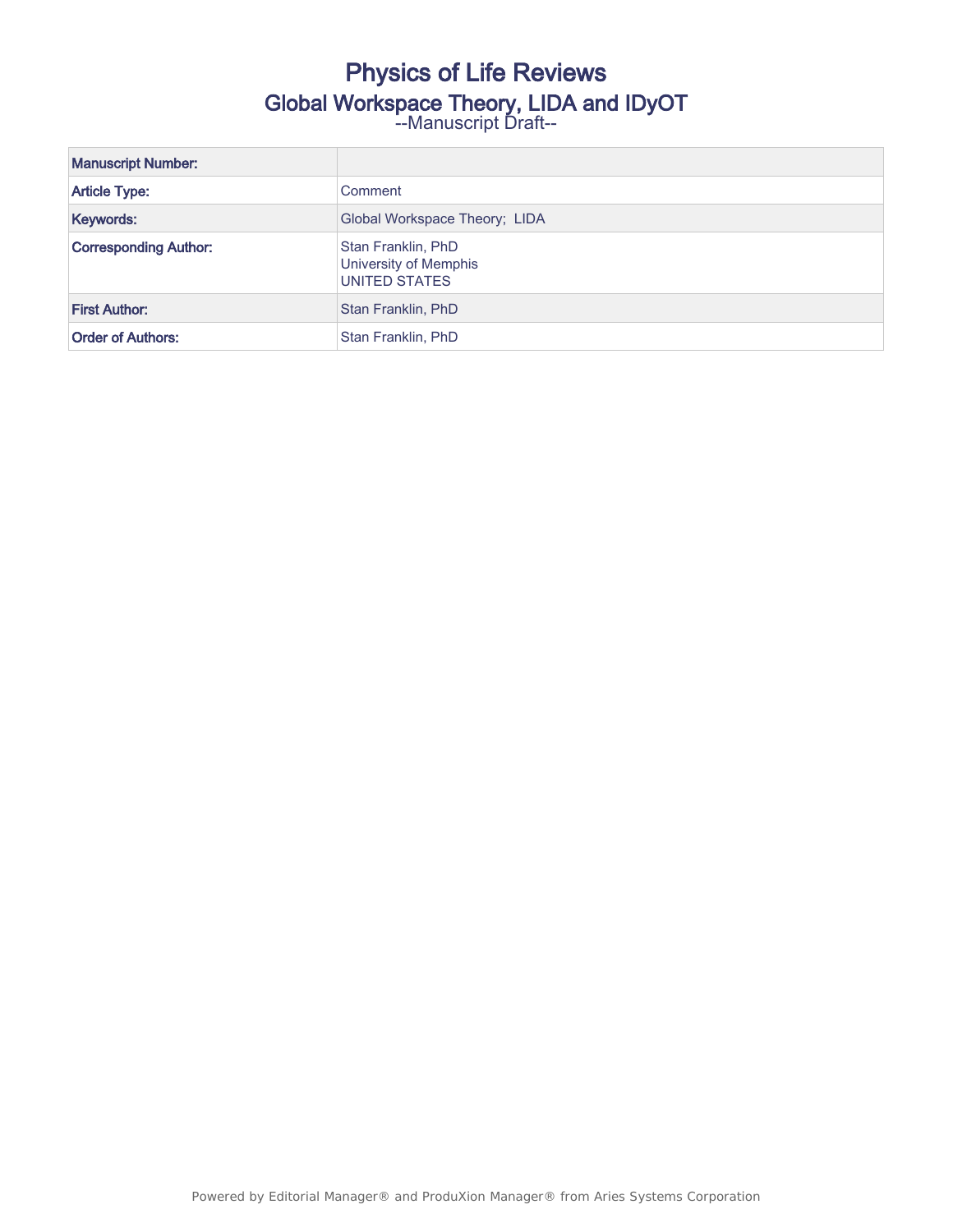# Physics of Life Reviews

## Global Workspace Theory, LIDA and IDyOT

--Manuscript Draft--

| Manuscript Number: | |
| --- | --- |
| Article Type: | Comment |
| Keywords: | Global Workspace Theory; LIDA |
| Corresponding Author: | Stan Franklin, PhD<br>University of Memphis<br>UNITED STATES |
| First Author: | Stan Franklin, PhD |
| Order of Authors: | Stan Franklin, PhD |

Powered by Editorial Manager® and ProduXion Manager® from Aries Systems Corporation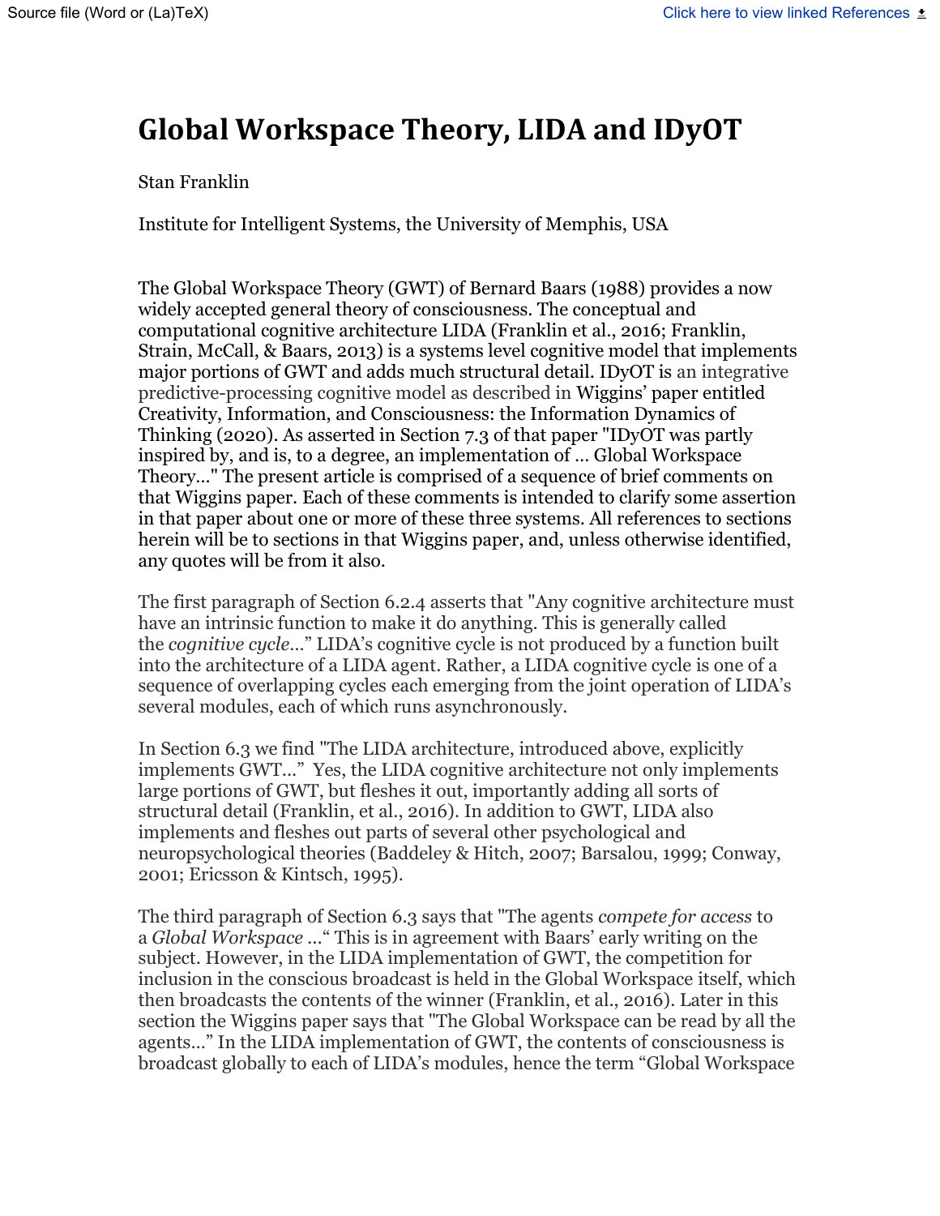# Global Workspace Theory, LIDA and IDyOT

Stan Franklin

Institute for Intelligent Systems, the University of Memphis, USA

The Global Workspace Theory (GWT) of Bernard Baars (1988) provides a now widely accepted general theory of consciousness. The conceptual and computational cognitive architecture LIDA (Franklin et al., 2016; Franklin, Strain, McCall, & Baars, 2013) is a systems level cognitive model that implements major portions of GWT and adds much structural detail. IDyOT is an integrative predictive-processing cognitive model as described in Wiggins' paper entitled Creativity, Information, and Consciousness: the Information Dynamics of Thinking (2020). As asserted in Section 7.3 of that paper "IDyOT was partly inspired by, and is, to a degree, an implementation of ... Global Workspace Theory..." The present article is comprised of a sequence of brief comments on that Wiggins paper. Each of these comments is intended to clarify some assertion in that paper about one or more of these three systems. All references to sections herein will be to sections in that Wiggins paper, and, unless otherwise identified, any quotes will be from it also.

The first paragraph of Section 6.2.4 asserts that "Any cognitive architecture must have an intrinsic function to make it do anything. This is generally called the *cognitive cycle*..." LIDA's cognitive cycle is not produced by a function built into the architecture of a LIDA agent. Rather, a LIDA cognitive cycle is one of a sequence of overlapping cycles each emerging from the joint operation of LIDA's several modules, each of which runs asynchronously.

In Section 6.3 we find "The LIDA architecture, introduced above, explicitly implements GWT..." Yes, the LIDA cognitive architecture not only implements large portions of GWT, but fleshes it out, importantly adding all sorts of structural detail (Franklin, et al., 2016). In addition to GWT, LIDA also implements and fleshes out parts of several other psychological and neuropsychological theories (Baddeley & Hitch, 2007; Barsalou, 1999; Conway, 2001; Ericsson & Kintsch, 1995).

The third paragraph of Section 6.3 says that "The agents *compete for access* to a *Global Workspace* ..." This is in agreement with Baars' early writing on the subject. However, in the LIDA implementation of GWT, the competition for inclusion in the conscious broadcast is held in the Global Workspace itself, which then broadcasts the contents of the winner (Franklin, et al., 2016). Later in this section the Wiggins paper says that "The Global Workspace can be read by all the agents..." In the LIDA implementation of GWT, the contents of consciousness is broadcast globally to each of LIDA's modules, hence the term "Global Workspace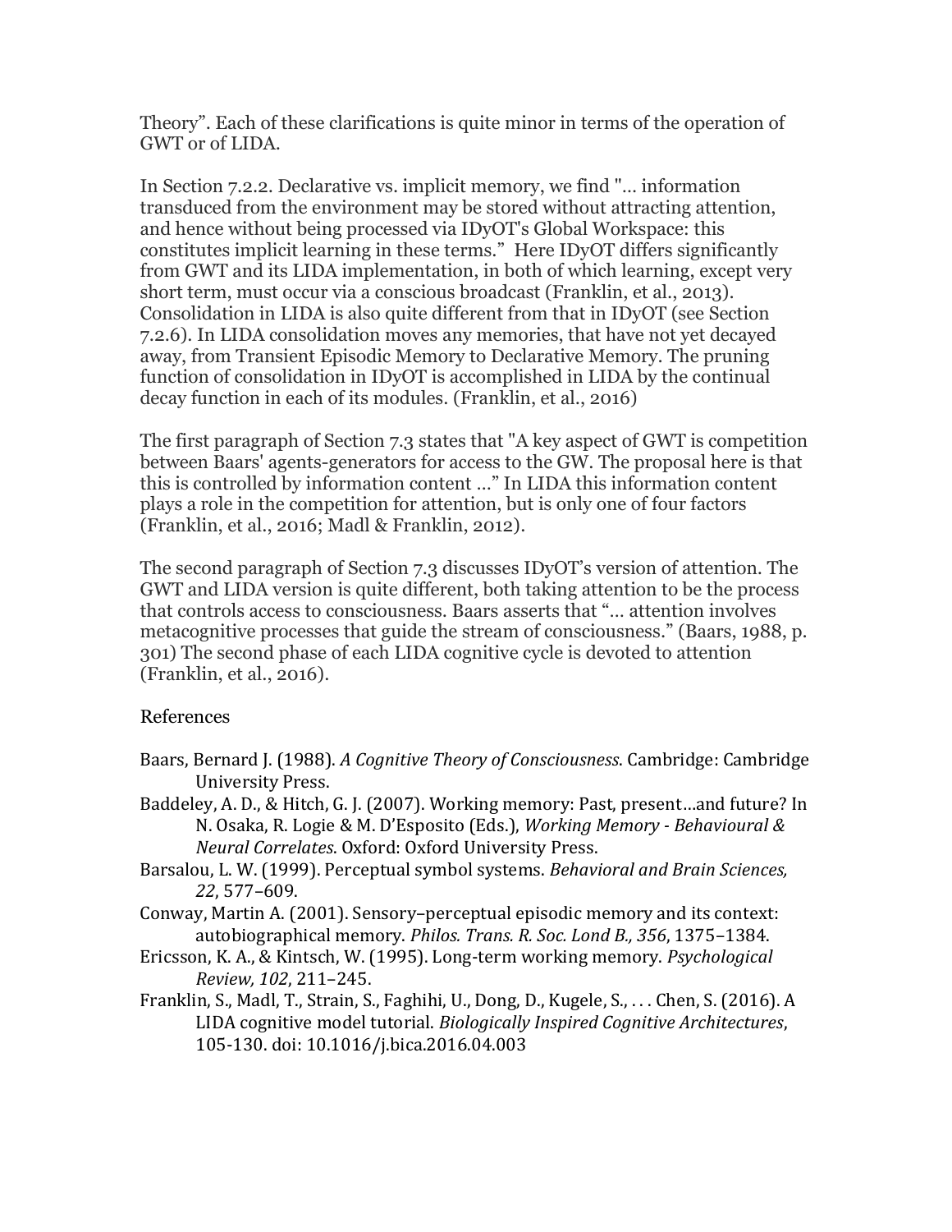Theory". Each of these clarifications is quite minor in terms of the operation of GWT or of LIDA.

In Section 7.2.2. Declarative vs. implicit memory, we find "… information transduced from the environment may be stored without attracting attention, and hence without being processed via IDyOT's Global Workspace: this constitutes implicit learning in these terms." Here IDyOT differs significantly from GWT and its LIDA implementation, in both of which learning, except very short term, must occur via a conscious broadcast (Franklin, et al., 2013). Consolidation in LIDA is also quite different from that in IDyOT (see Section 7.2.6). In LIDA consolidation moves any memories, that have not yet decayed away, from Transient Episodic Memory to Declarative Memory. The pruning function of consolidation in IDyOT is accomplished in LIDA by the continual decay function in each of its modules. (Franklin, et al., 2016)

The first paragraph of Section 7.3 states that "A key aspect of GWT is competition between Baars' agents-generators for access to the GW. The proposal here is that this is controlled by information content …" In LIDA this information content plays a role in the competition for attention, but is only one of four factors (Franklin, et al., 2016; Madl & Franklin, 2012).

The second paragraph of Section 7.3 discusses IDyOT's version of attention. The GWT and LIDA version is quite different, both taking attention to be the process that controls access to consciousness. Baars asserts that "… attention involves metacognitive processes that guide the stream of consciousness." (Baars, 1988, p. 301) The second phase of each LIDA cognitive cycle is devoted to attention (Franklin, et al., 2016).

## References

Baars, Bernard J. (1988). *A Cognitive Theory of Consciousness*. Cambridge: Cambridge University Press.

Baddeley, A. D., & Hitch, G. J. (2007). Working memory: Past, present…and future? In N. Osaka, R. Logie & M. D'Esposito (Eds.), *Working Memory - Behavioural & Neural Correlates*. Oxford: Oxford University Press.

Barsalou, L. W. (1999). Perceptual symbol systems. *Behavioral and Brain Sciences, 22*, 577–609.

Conway, Martin A. (2001). Sensory–perceptual episodic memory and its context: autobiographical memory. *Philos. Trans. R. Soc. Lond B., 356*, 1375–1384.

Ericsson, K. A., & Kintsch, W. (1995). Long-term working memory. *Psychological Review, 102*, 211–245.

Franklin, S., Madl, T., Strain, S., Faghihi, U., Dong, D., Kugele, S., . . . Chen, S. (2016). A LIDA cognitive model tutorial. *Biologically Inspired Cognitive Architectures*, 105-130. doi: 10.1016/j.bica.2016.04.003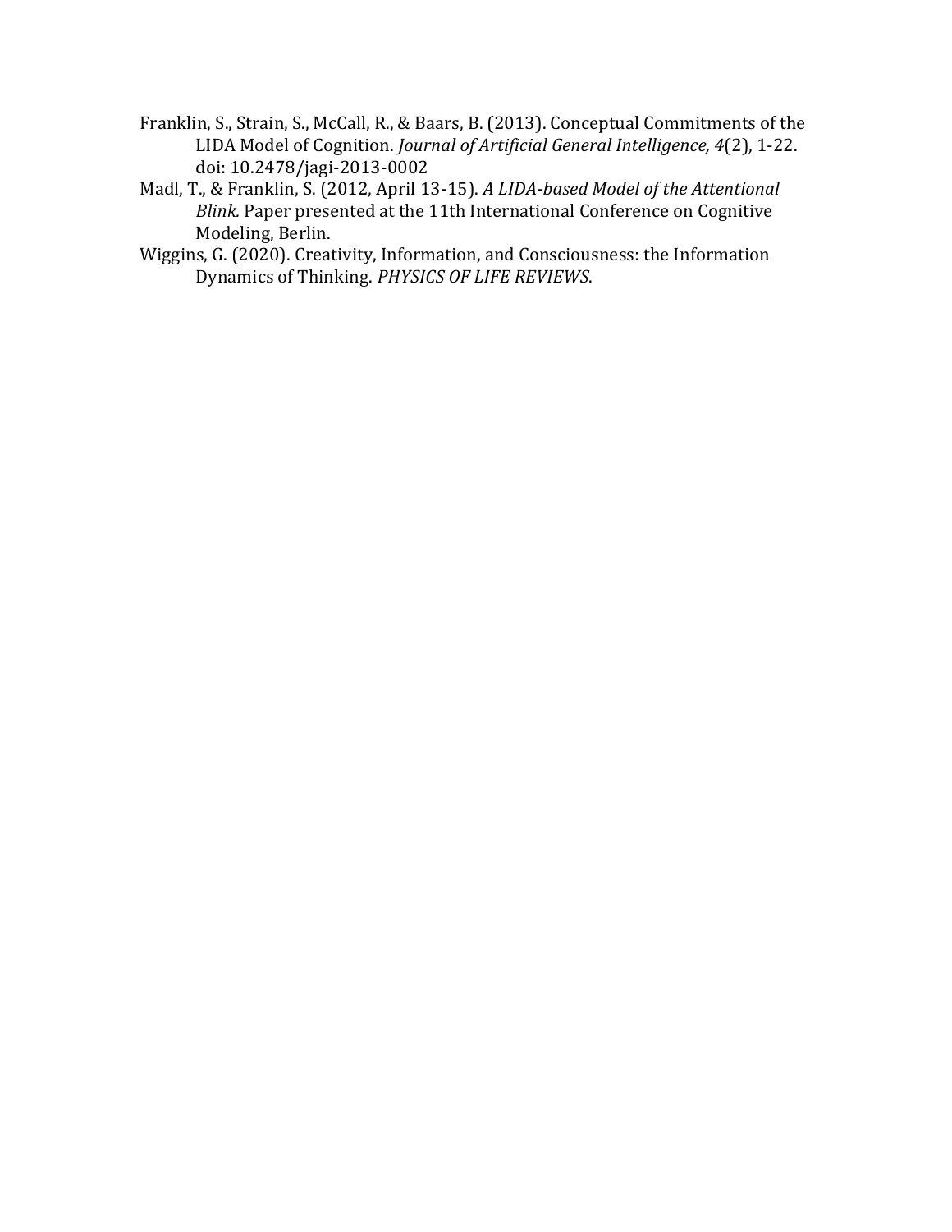Franklin, S., Strain, S., McCall, R., & Baars, B. (2013). Conceptual Commitments of the LIDA Model of Cognition. *Journal of Artificial General Intelligence, 4*(2), 1-22. doi: 10.2478/jagi-2013-0002

Madl, T., & Franklin, S. (2012, April 13-15). *A LIDA-based Model of the Attentional Blink.* Paper presented at the 11th International Conference on Cognitive Modeling, Berlin.

Wiggins, G. (2020). Creativity, Information, and Consciousness: the Information Dynamics of Thinking. *PHYSICS OF LIFE REVIEWS*.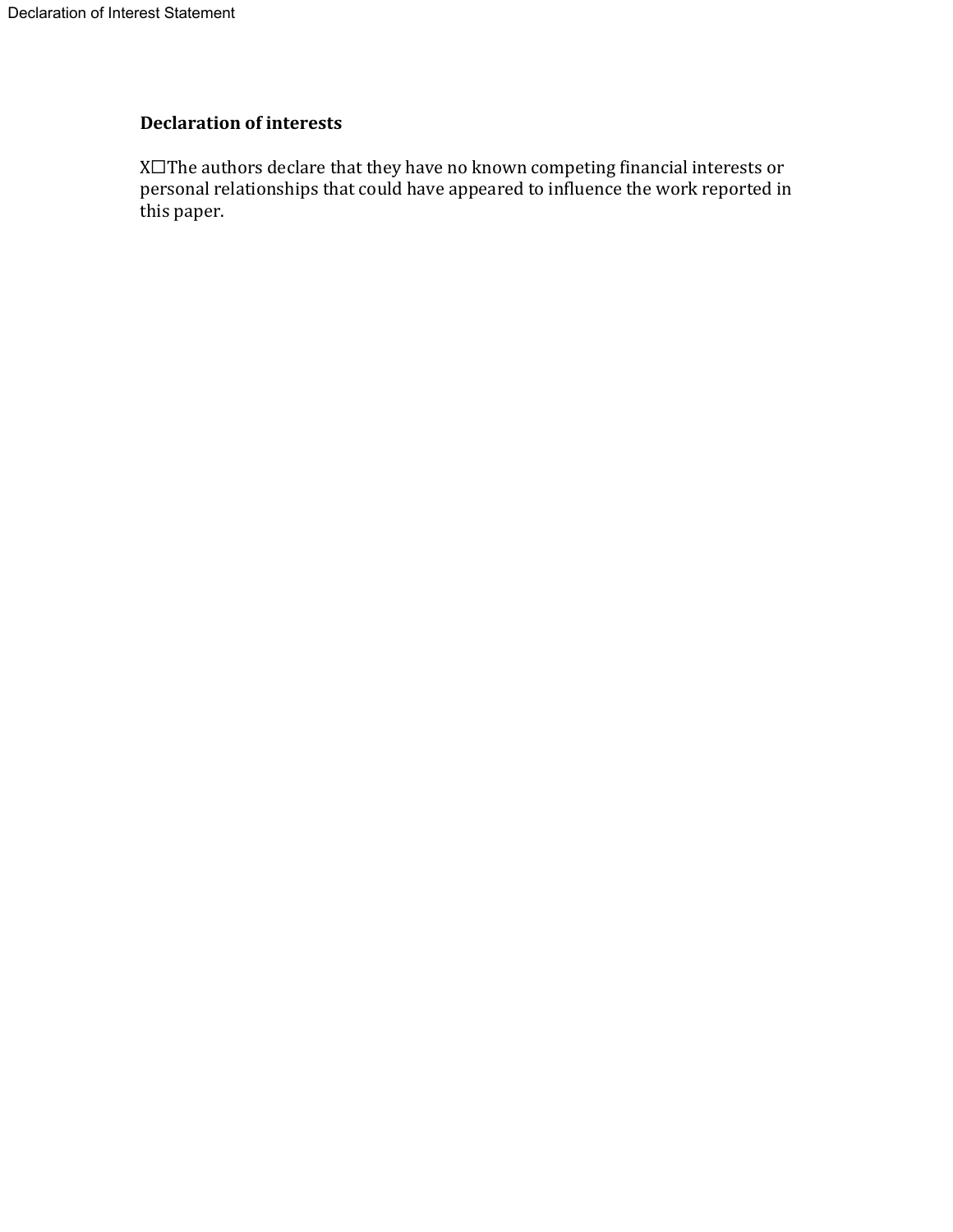Declaration of Interest Statement

**Declaration of interests**

X☐The authors declare that they have no known competing financial interests or personal relationships that could have appeared to influence the work reported in this paper.